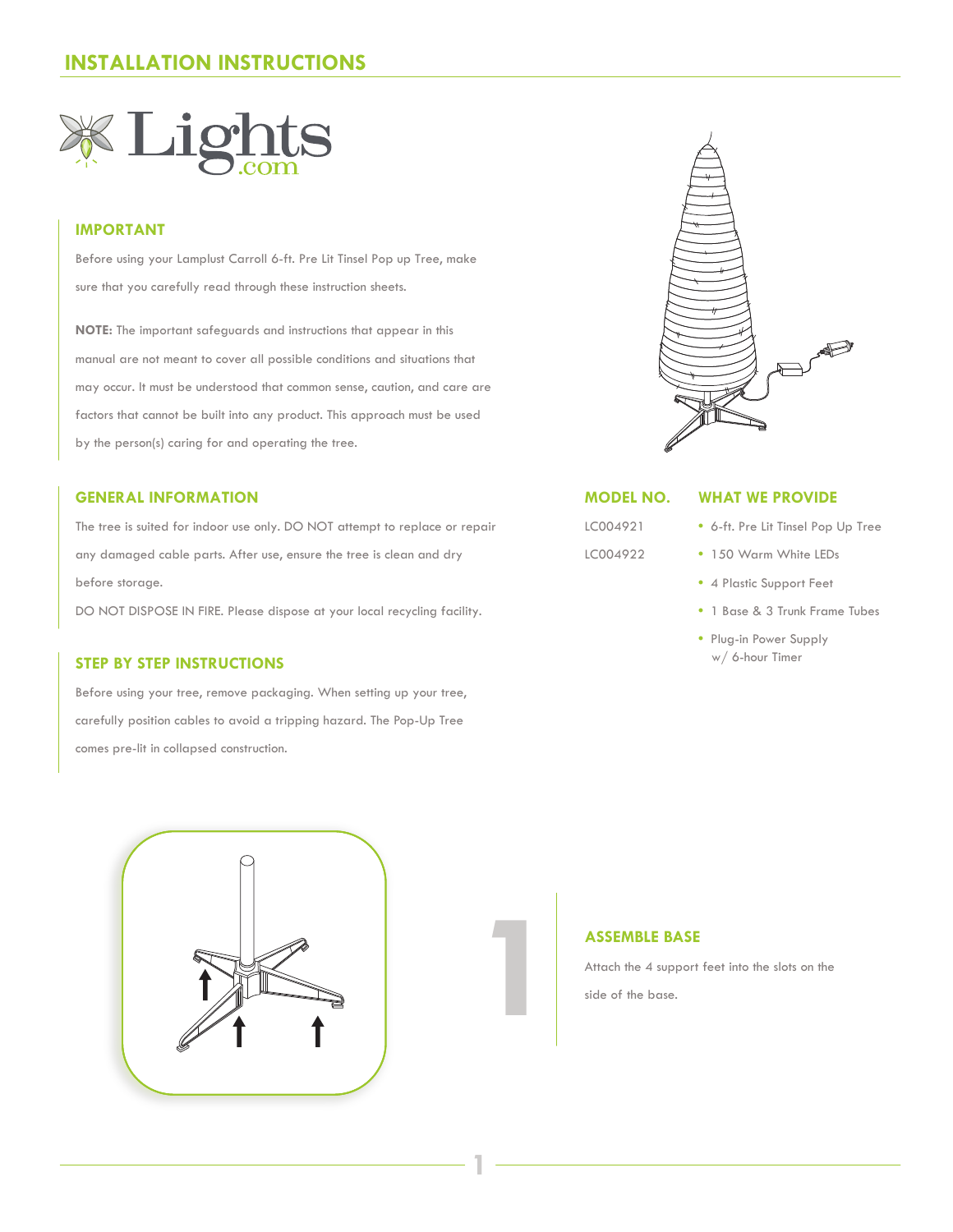# INSTALLATION INSTRUCTIONS

Lights.com

## IMPORTANT

Before using your Lamplust Carroll 6-ft. Pre Lit Tinsel Pop up Tree, make sure that you carefully read through these instruction sheets.

**NOTE:** The important safeguards and instructions that appear in this manual are not meant to cover all possible conditions and situations that may occur. It must be understood that common sense, caution, and care are factors that cannot be built into any product. This approach must be used by the person(s) caring for and operating the tree.

## GENERAL INFORMATION

The tree is suited for indoor use only. DO NOT attempt to replace or repair any damaged cable parts. After use, ensure the tree is clean and dry before storage.

DO NOT DISPOSE IN FIRE. Please dispose at your local recycling facility.

## STEP BY STEP INSTRUCTIONS

Before using your tree, remove packaging. When setting up your tree, carefully position cables to avoid a tripping hazard. The Pop-Up Tree comes pre-lit in collapsed construction.

## MODEL NO.

LC004921

LC004922

## WHAT WE PROVIDE

- 6-ft. Pre Lit Tinsel Pop Up Tree
- 150 Warm White LEDs
- 4 Plastic Support Feet
- 1 Base & 3 Trunk Frame Tubes
- Plug-in Power Supply w/ 6-hour Timer

## 1 ASSEMBLE BASE

Attach the 4 support feet into the slots on the side of the base.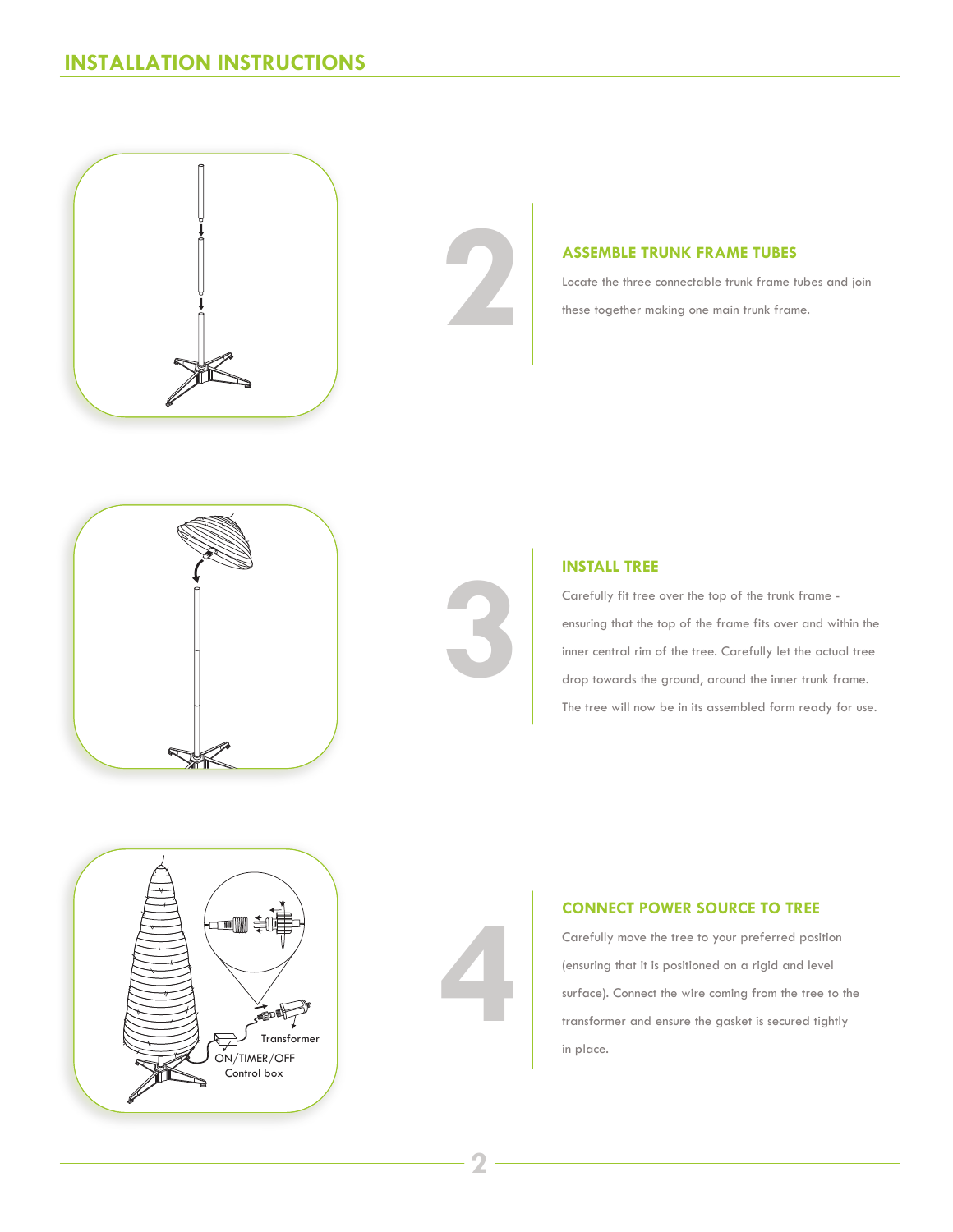# INSTALLATION INSTRUCTIONS

## 2

### ASSEMBLE TRUNK FRAME TUBES

Locate the three connectable trunk frame tubes and join these together making one main trunk frame.

## 3

### INSTALL TREE

Carefully fit tree over the top of the trunk frame - ensuring that the top of the frame fits over and within the inner central rim of the tree. Carefully let the actual tree drop towards the ground, around the inner trunk frame. The tree will now be in its assembled form ready for use.

## 4

### CONNECT POWER SOURCE TO TREE

Carefully move the tree to your preferred position (ensuring that it is positioned on a rigid and level surface). Connect the wire coming from the tree to the transformer and ensure the gasket is secured tightly in place.

Transformer

ON/TIMER/OFF Control box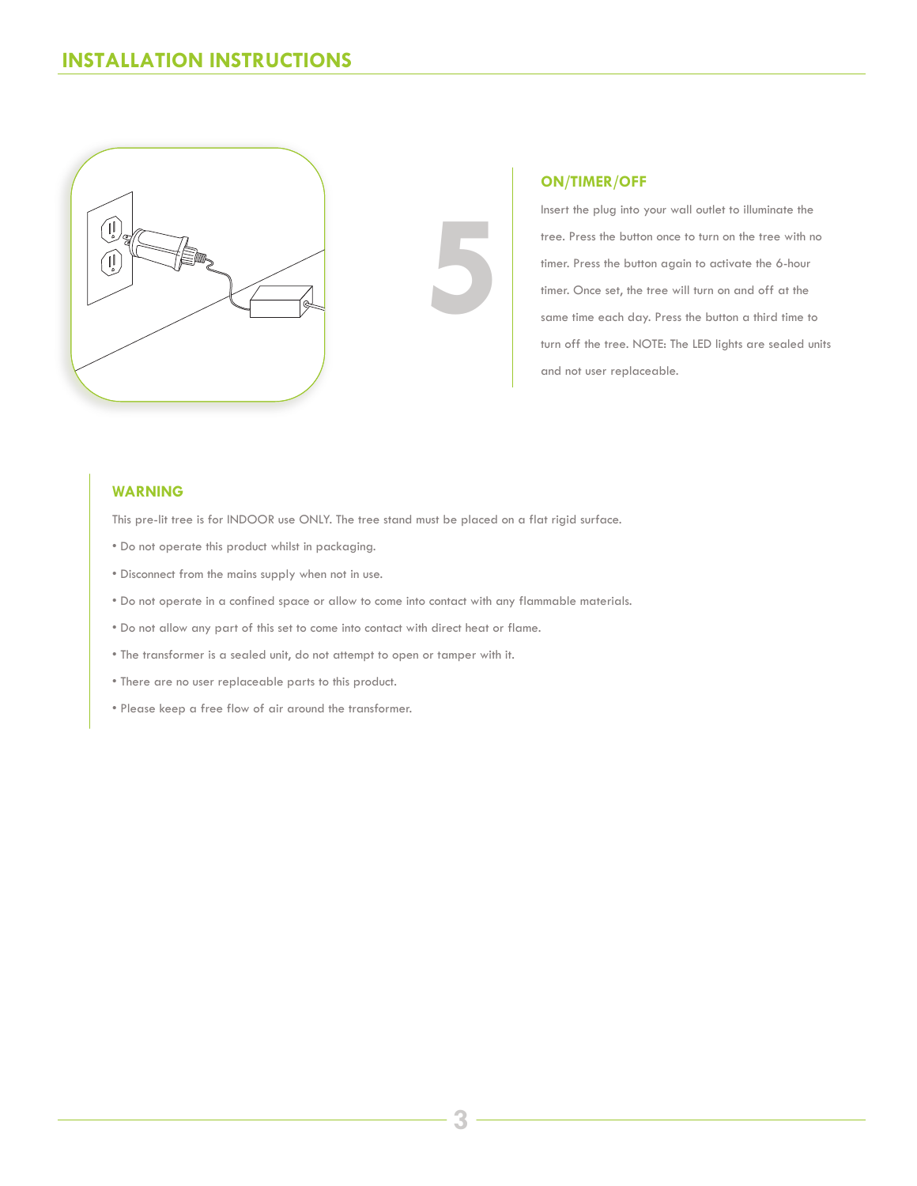# INSTALLATION INSTRUCTIONS

5

## ON/TIMER/OFF

Insert the plug into your wall outlet to illuminate the tree. Press the button once to turn on the tree with no timer. Press the button again to activate the 6-hour timer. Once set, the tree will turn on and off at the same time each day. Press the button a third time to turn off the tree. NOTE: The LED lights are sealed units and not user replaceable.

## WARNING

This pre-lit tree is for INDOOR use ONLY. The tree stand must be placed on a flat rigid surface.

- Do not operate this product whilst in packaging.
- Disconnect from the mains supply when not in use.
- Do not operate in a confined space or allow to come into contact with any flammable materials.
- Do not allow any part of this set to come into contact with direct heat or flame.
- The transformer is a sealed unit, do not attempt to open or tamper with it.
- There are no user replaceable parts to this product.
- Please keep a free flow of air around the transformer.